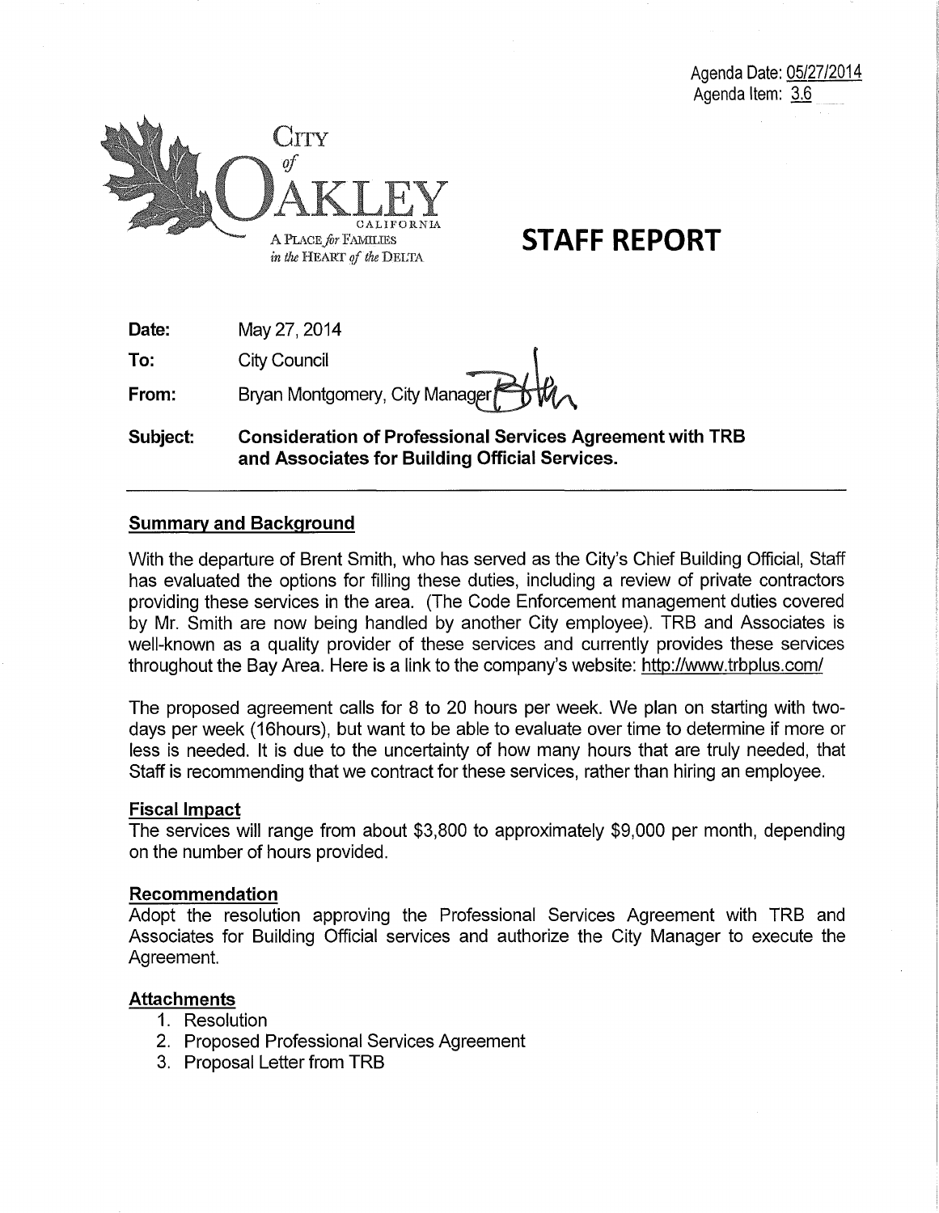Agenda Date: 05/27/2014
Agenda Item: 3.6

City of Oakley
California
A Place for Families in the Heart of the Delta

# STAFF REPORT

**Date:** May 27, 2014

**To:** City Council

**From:** Bryan Montgomery, City Manager

**Subject:** **Consideration of Professional Services Agreement with TRB and Associates for Building Official Services.**

---

## Summary and Background

With the departure of Brent Smith, who has served as the City's Chief Building Official, Staff has evaluated the options for filling these duties, including a review of private contractors providing these services in the area. (The Code Enforcement management duties covered by Mr. Smith are now being handled by another City employee). TRB and Associates is well-known as a quality provider of these services and currently provides these services throughout the Bay Area. Here is a link to the company's website: http://www.trbplus.com/

The proposed agreement calls for 8 to 20 hours per week. We plan on starting with two-days per week (16hours), but want to be able to evaluate over time to determine if more or less is needed. It is due to the uncertainty of how many hours that are truly needed, that Staff is recommending that we contract for these services, rather than hiring an employee.

## Fiscal Impact

The services will range from about $3,800 to approximately $9,000 per month, depending on the number of hours provided.

## Recommendation

Adopt the resolution approving the Professional Services Agreement with TRB and Associates for Building Official services and authorize the City Manager to execute the Agreement.

## Attachments

1. Resolution
2. Proposed Professional Services Agreement
3. Proposal Letter from TRB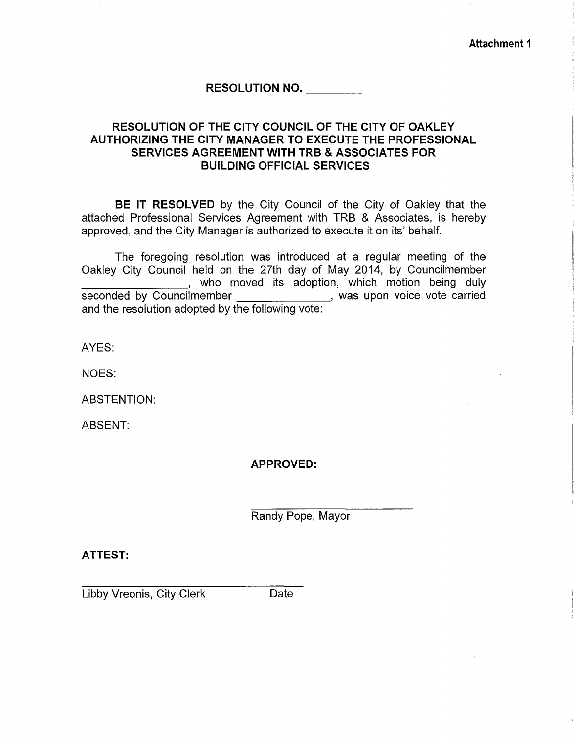Attachment 1

# RESOLUTION NO. _________

## RESOLUTION OF THE CITY COUNCIL OF THE CITY OF OAKLEY AUTHORIZING THE CITY MANAGER TO EXECUTE THE PROFESSIONAL SERVICES AGREEMENT WITH TRB & ASSOCIATES FOR BUILDING OFFICIAL SERVICES

**BE IT RESOLVED** by the City Council of the City of Oakley that the attached Professional Services Agreement with TRB & Associates, is hereby approved, and the City Manager is authorized to execute it on its' behalf.

The foregoing resolution was introduced at a regular meeting of the Oakley City Council held on the 27th day of May 2014, by Councilmember _________________, who moved its adoption, which motion being duly seconded by Councilmember _______________, was upon voice vote carried and the resolution adopted by the following vote:

AYES:

NOES:

ABSTENTION:

ABSENT:

**APPROVED:**

_________________________
Randy Pope, Mayor

**ATTEST:**

_________________________
Libby Vreonis, City Clerk Date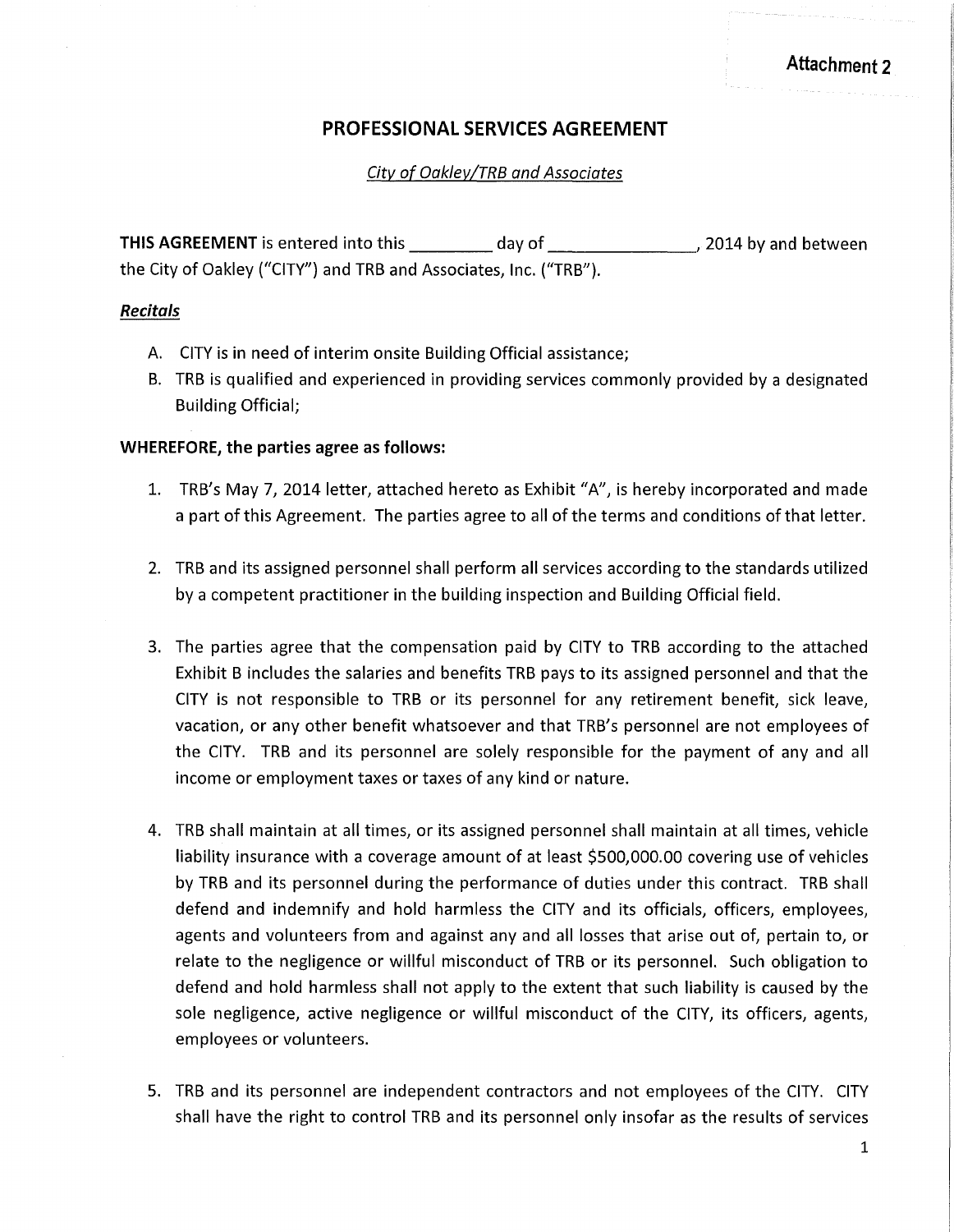Attachment 2

# PROFESSIONAL SERVICES AGREEMENT

*City of Oakley/TRB and Associates*

**THIS AGREEMENT** is entered into this _________ day of ________________, 2014 by and between the City of Oakley ("CITY") and TRB and Associates, Inc. ("TRB").

***Recitals***

A. CITY is in need of interim onsite Building Official assistance;

B. TRB is qualified and experienced in providing services commonly provided by a designated Building Official;

**WHEREFORE, the parties agree as follows:**

1. TRB's May 7, 2014 letter, attached hereto as Exhibit "A", is hereby incorporated and made a part of this Agreement. The parties agree to all of the terms and conditions of that letter.

2. TRB and its assigned personnel shall perform all services according to the standards utilized by a competent practitioner in the building inspection and Building Official field.

3. The parties agree that the compensation paid by CITY to TRB according to the attached Exhibit B includes the salaries and benefits TRB pays to its assigned personnel and that the CITY is not responsible to TRB or its personnel for any retirement benefit, sick leave, vacation, or any other benefit whatsoever and that TRB's personnel are not employees of the CITY. TRB and its personnel are solely responsible for the payment of any and all income or employment taxes or taxes of any kind or nature.

4. TRB shall maintain at all times, or its assigned personnel shall maintain at all times, vehicle liability insurance with a coverage amount of at least $500,000.00 covering use of vehicles by TRB and its personnel during the performance of duties under this contract. TRB shall defend and indemnify and hold harmless the CITY and its officials, officers, employees, agents and volunteers from and against any and all losses that arise out of, pertain to, or relate to the negligence or willful misconduct of TRB or its personnel. Such obligation to defend and hold harmless shall not apply to the extent that such liability is caused by the sole negligence, active negligence or willful misconduct of the CITY, its officers, agents, employees or volunteers.

5. TRB and its personnel are independent contractors and not employees of the CITY. CITY shall have the right to control TRB and its personnel only insofar as the results of services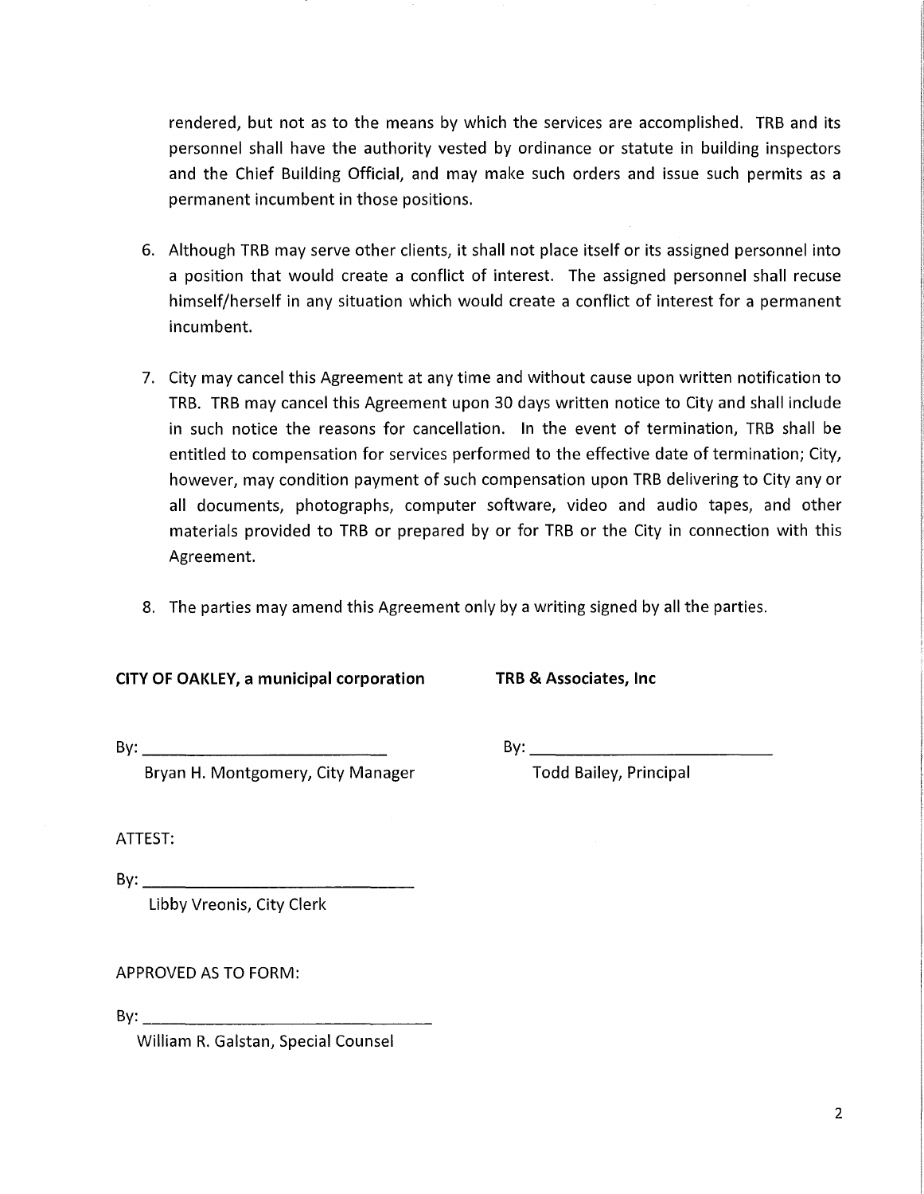rendered, but not as to the means by which the services are accomplished. TRB and its personnel shall have the authority vested by ordinance or statute in building inspectors and the Chief Building Official, and may make such orders and issue such permits as a permanent incumbent in those positions.

6. Although TRB may serve other clients, it shall not place itself or its assigned personnel into a position that would create a conflict of interest. The assigned personnel shall recuse himself/herself in any situation which would create a conflict of interest for a permanent incumbent.

7. City may cancel this Agreement at any time and without cause upon written notification to TRB. TRB may cancel this Agreement upon 30 days written notice to City and shall include in such notice the reasons for cancellation. In the event of termination, TRB shall be entitled to compensation for services performed to the effective date of termination; City, however, may condition payment of such compensation upon TRB delivering to City any or all documents, photographs, computer software, video and audio tapes, and other materials provided to TRB or prepared by or for TRB or the City in connection with this Agreement.

8. The parties may amend this Agreement only by a writing signed by all the parties.

**CITY OF OAKLEY, a municipal corporation**

By: ____________________________
Bryan H. Montgomery, City Manager

**TRB & Associates, Inc**

By: ____________________________
Todd Bailey, Principal

ATTEST:

By: ____________________________
Libby Vreonis, City Clerk

APPROVED AS TO FORM:

By: ____________________________
William R. Galstan, Special Counsel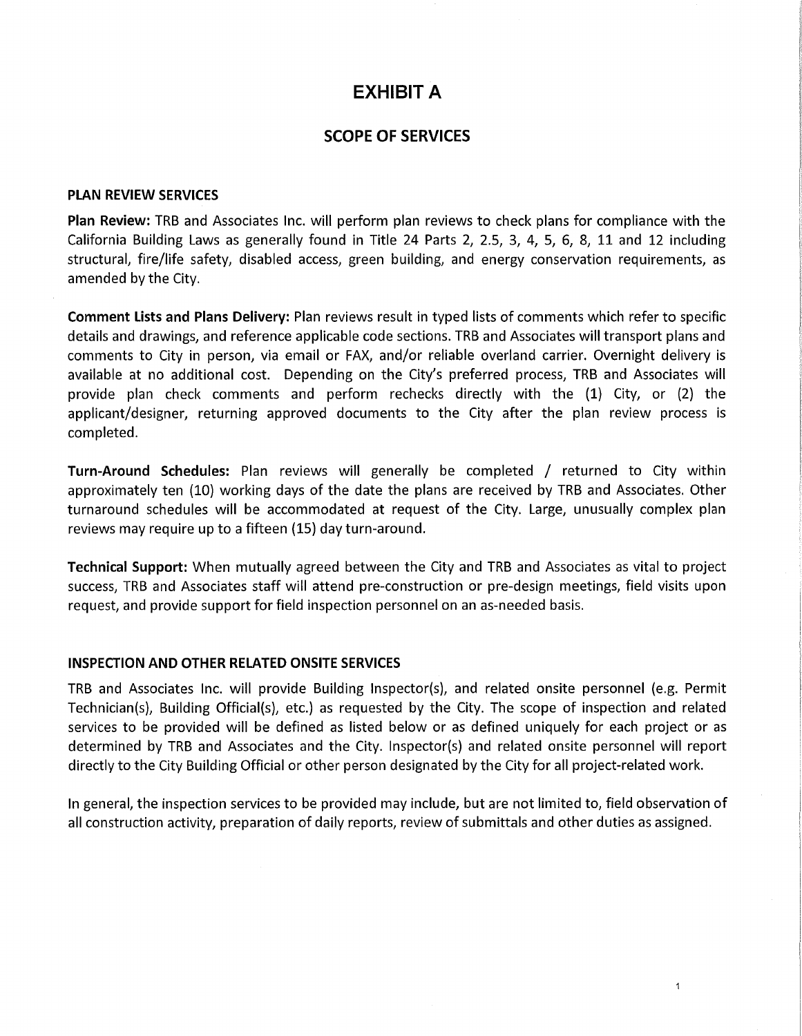# EXHIBIT A

## SCOPE OF SERVICES

### PLAN REVIEW SERVICES

**Plan Review:** TRB and Associates Inc. will perform plan reviews to check plans for compliance with the California Building Laws as generally found in Title 24 Parts 2, 2.5, 3, 4, 5, 6, 8, 11 and 12 including structural, fire/life safety, disabled access, green building, and energy conservation requirements, as amended by the City.

**Comment Lists and Plans Delivery:** Plan reviews result in typed lists of comments which refer to specific details and drawings, and reference applicable code sections. TRB and Associates will transport plans and comments to City in person, via email or FAX, and/or reliable overland carrier. Overnight delivery is available at no additional cost. Depending on the City's preferred process, TRB and Associates will provide plan check comments and perform rechecks directly with the (1) City, or (2) the applicant/designer, returning approved documents to the City after the plan review process is completed.

**Turn-Around Schedules:** Plan reviews will generally be completed / returned to City within approximately ten (10) working days of the date the plans are received by TRB and Associates. Other turnaround schedules will be accommodated at request of the City. Large, unusually complex plan reviews may require up to a fifteen (15) day turn-around.

**Technical Support:** When mutually agreed between the City and TRB and Associates as vital to project success, TRB and Associates staff will attend pre-construction or pre-design meetings, field visits upon request, and provide support for field inspection personnel on an as-needed basis.

### INSPECTION AND OTHER RELATED ONSITE SERVICES

TRB and Associates Inc. will provide Building Inspector(s), and related onsite personnel (e.g. Permit Technician(s), Building Official(s), etc.) as requested by the City. The scope of inspection and related services to be provided will be defined as listed below or as defined uniquely for each project or as determined by TRB and Associates and the City. Inspector(s) and related onsite personnel will report directly to the City Building Official or other person designated by the City for all project-related work.

In general, the inspection services to be provided may include, but are not limited to, field observation of all construction activity, preparation of daily reports, review of submittals and other duties as assigned.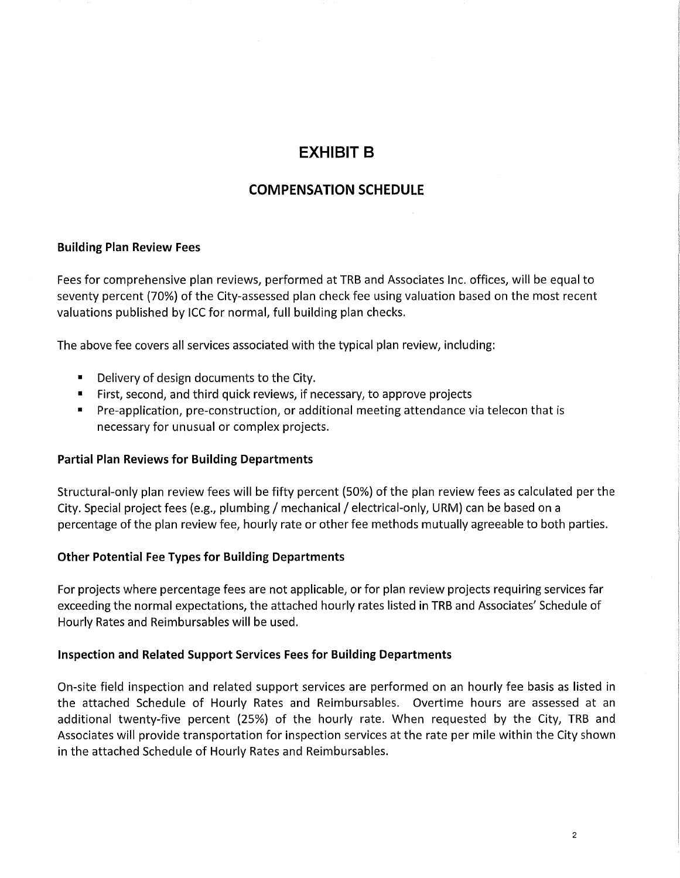# EXHIBIT B

## COMPENSATION SCHEDULE

### Building Plan Review Fees

Fees for comprehensive plan reviews, performed at TRB and Associates Inc. offices, will be equal to seventy percent (70%) of the City-assessed plan check fee using valuation based on the most recent valuations published by ICC for normal, full building plan checks.

The above fee covers all services associated with the typical plan review, including:

- Delivery of design documents to the City.
- First, second, and third quick reviews, if necessary, to approve projects
- Pre-application, pre-construction, or additional meeting attendance via telecon that is necessary for unusual or complex projects.

### Partial Plan Reviews for Building Departments

Structural-only plan review fees will be fifty percent (50%) of the plan review fees as calculated per the City. Special project fees (e.g., plumbing / mechanical / electrical-only, URM) can be based on a percentage of the plan review fee, hourly rate or other fee methods mutually agreeable to both parties.

### Other Potential Fee Types for Building Departments

For projects where percentage fees are not applicable, or for plan review projects requiring services far exceeding the normal expectations, the attached hourly rates listed in TRB and Associates' Schedule of Hourly Rates and Reimbursables will be used.

### Inspection and Related Support Services Fees for Building Departments

On-site field inspection and related support services are performed on an hourly fee basis as listed in the attached Schedule of Hourly Rates and Reimbursables. Overtime hours are assessed at an additional twenty-five percent (25%) of the hourly rate. When requested by the City, TRB and Associates will provide transportation for inspection services at the rate per mile within the City shown in the attached Schedule of Hourly Rates and Reimbursables.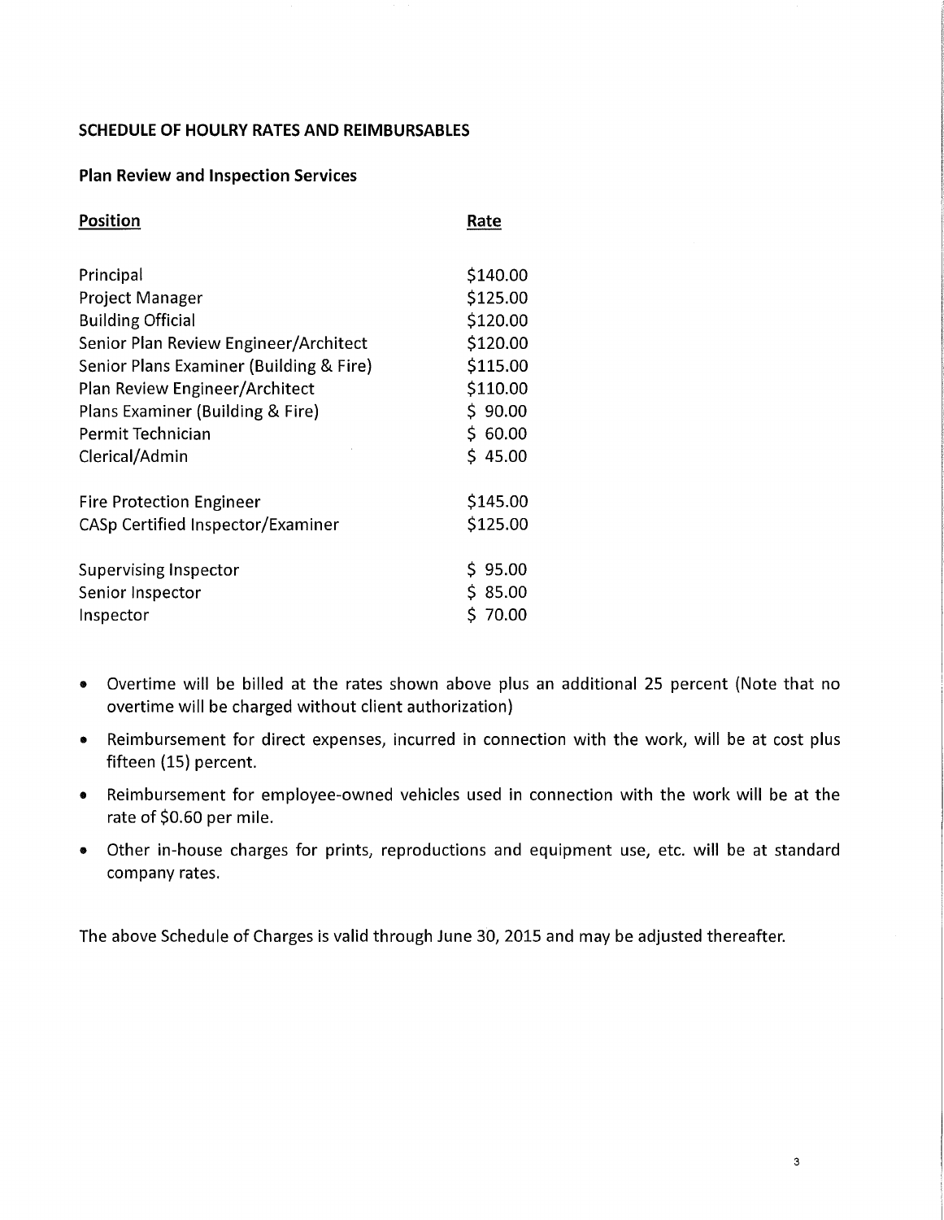**SCHEDULE OF HOULRY RATES AND REIMBURSABLES**

**Plan Review and Inspection Services**

| Position | Rate |
|---|---|
| Principal | \$140.00 |
| Project Manager | \$125.00 |
| Building Official | \$120.00 |
| Senior Plan Review Engineer/Architect | \$120.00 |
| Senior Plans Examiner (Building & Fire) | \$115.00 |
| Plan Review Engineer/Architect | \$110.00 |
| Plans Examiner (Building & Fire) | \$ 90.00 |
| Permit Technician | \$ 60.00 |
| Clerical/Admin | \$ 45.00 |
| | |
| Fire Protection Engineer | \$145.00 |
| CASp Certified Inspector/Examiner | \$125.00 |
| | |
| Supervising Inspector | \$ 95.00 |
| Senior Inspector | \$ 85.00 |
| Inspector | \$ 70.00 |

- Overtime will be billed at the rates shown above plus an additional 25 percent (Note that no overtime will be charged without client authorization)
- Reimbursement for direct expenses, incurred in connection with the work, will be at cost plus fifteen (15) percent.
- Reimbursement for employee-owned vehicles used in connection with the work will be at the rate of \$0.60 per mile.
- Other in-house charges for prints, reproductions and equipment use, etc. will be at standard company rates.

The above Schedule of Charges is valid through June 30, 2015 and may be adjusted thereafter.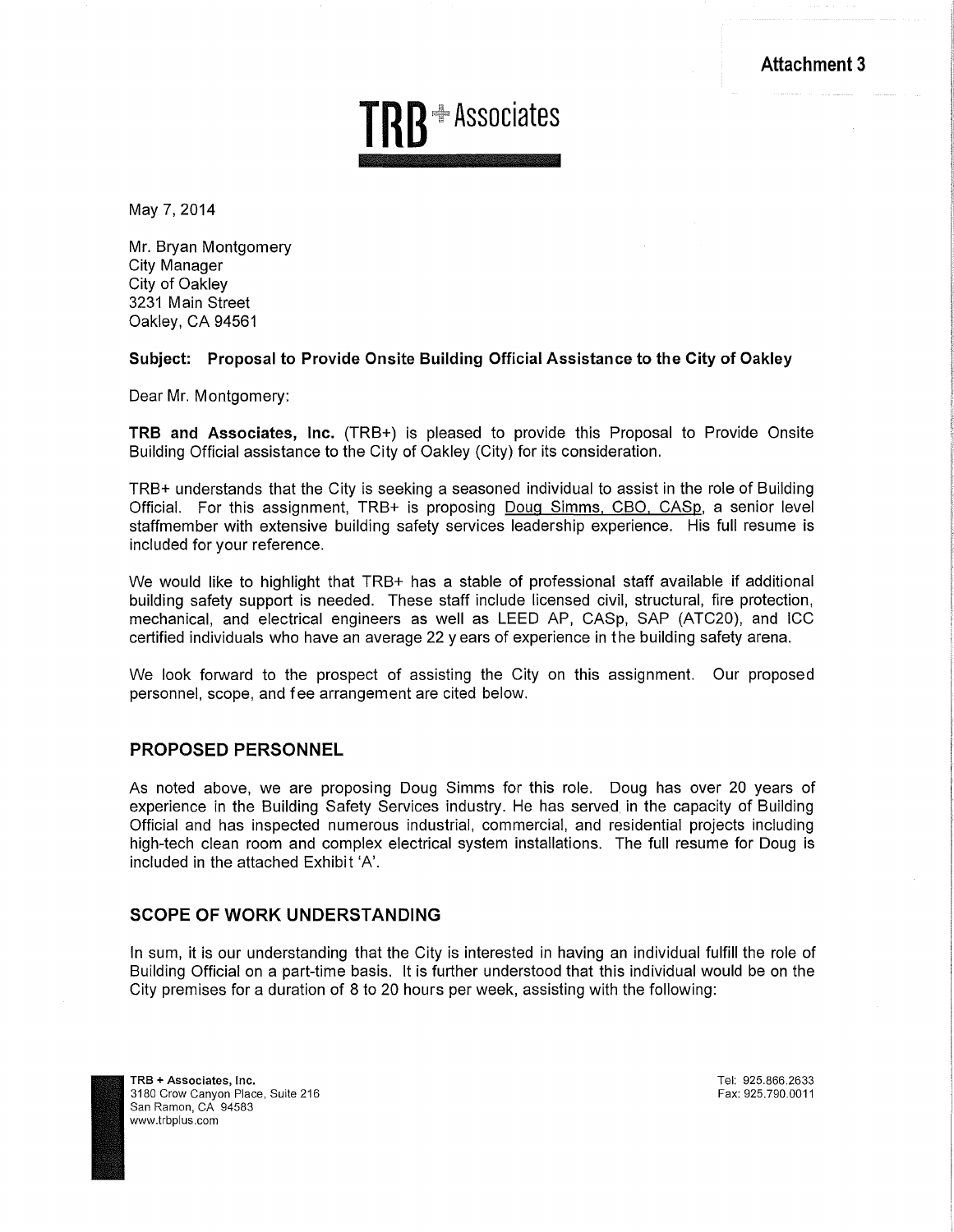Attachment 3

TRB + Associates

May 7, 2014

Mr. Bryan Montgomery
City Manager
City of Oakley
3231 Main Street
Oakley, CA 94561

**Subject: Proposal to Provide Onsite Building Official Assistance to the City of Oakley**

Dear Mr. Montgomery:

**TRB and Associates, Inc.** (TRB+) is pleased to provide this Proposal to Provide Onsite Building Official assistance to the City of Oakley (City) for its consideration.

TRB+ understands that the City is seeking a seasoned individual to assist in the role of Building Official. For this assignment, TRB+ is proposing Doug Simms, CBO, CASp, a senior level staffmember with extensive building safety services leadership experience. His full resume is included for your reference.

We would like to highlight that TRB+ has a stable of professional staff available if additional building safety support is needed. These staff include licensed civil, structural, fire protection, mechanical, and electrical engineers as well as LEED AP, CASp, SAP (ATC20), and ICC certified individuals who have an average 22 years of experience in the building safety arena.

We look forward to the prospect of assisting the City on this assignment. Our proposed personnel, scope, and fee arrangement are cited below.

## PROPOSED PERSONNEL

As noted above, we are proposing Doug Simms for this role. Doug has over 20 years of experience in the Building Safety Services industry. He has served in the capacity of Building Official and has inspected numerous industrial, commercial, and residential projects including high-tech clean room and complex electrical system installations. The full resume for Doug is included in the attached Exhibit 'A'.

## SCOPE OF WORK UNDERSTANDING

In sum, it is our understanding that the City is interested in having an individual fulfill the role of Building Official on a part-time basis. It is further understood that this individual would be on the City premises for a duration of 8 to 20 hours per week, assisting with the following:

**TRB + Associates, Inc.**
3180 Crow Canyon Place, Suite 216
San Ramon, CA 94583
www.trbplus.com

Tel: 925.866.2633
Fax: 925.790.0011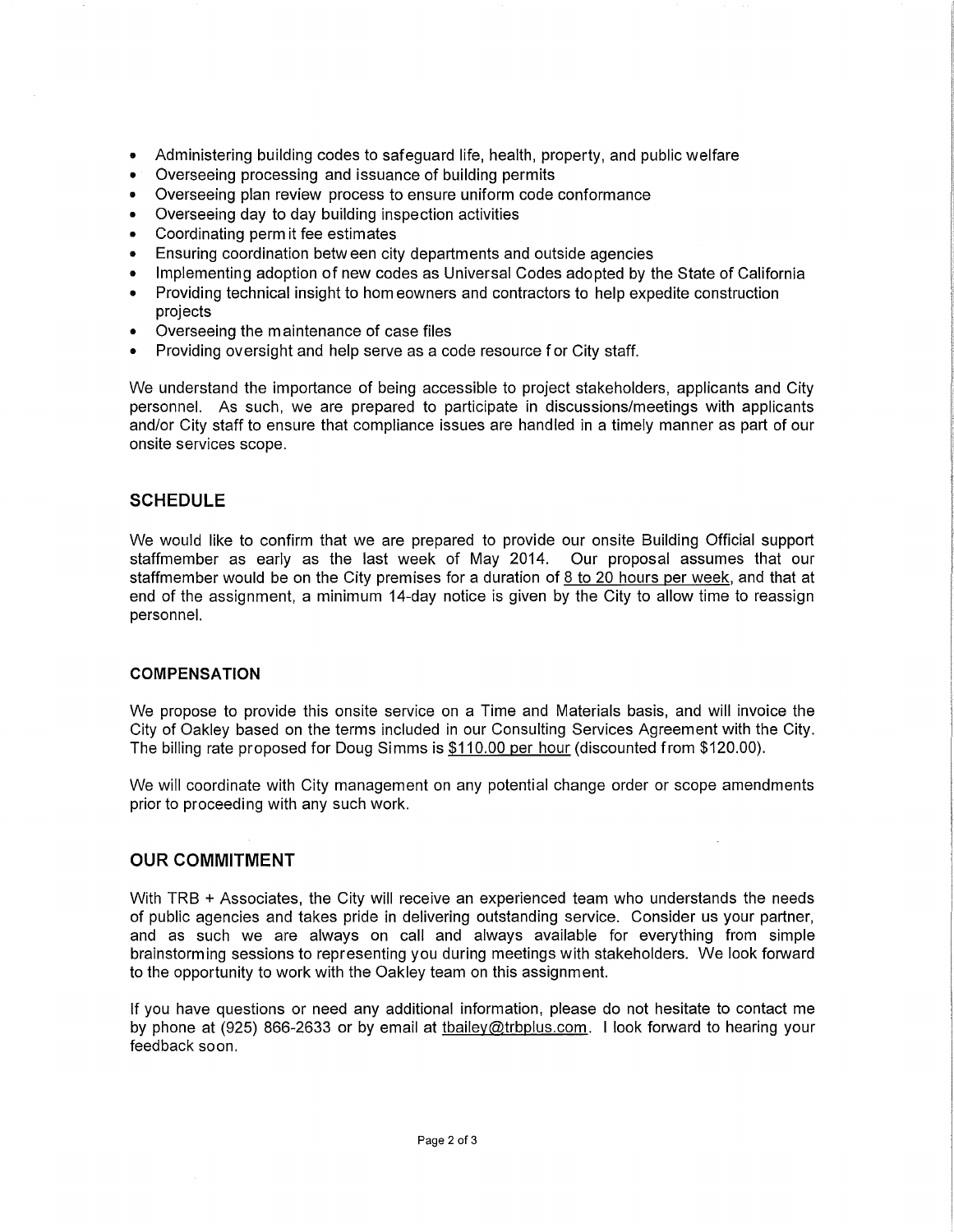- Administering building codes to safeguard life, health, property, and public welfare
- Overseeing processing and issuance of building permits
- Overseeing plan review process to ensure uniform code conformance
- Overseeing day to day building inspection activities
- Coordinating permit fee estimates
- Ensuring coordination between city departments and outside agencies
- Implementing adoption of new codes as Universal Codes adopted by the State of California
- Providing technical insight to homeowners and contractors to help expedite construction projects
- Overseeing the maintenance of case files
- Providing oversight and help serve as a code resource for City staff.

We understand the importance of being accessible to project stakeholders, applicants and City personnel. As such, we are prepared to participate in discussions/meetings with applicants and/or City staff to ensure that compliance issues are handled in a timely manner as part of our onsite services scope.

## SCHEDULE

We would like to confirm that we are prepared to provide our onsite Building Official support staffmember as early as the last week of May 2014. Our proposal assumes that our staffmember would be on the City premises for a duration of 8 to 20 hours per week, and that at end of the assignment, a minimum 14-day notice is given by the City to allow time to reassign personnel.

### COMPENSATION

We propose to provide this onsite service on a Time and Materials basis, and will invoice the City of Oakley based on the terms included in our Consulting Services Agreement with the City. The billing rate proposed for Doug Simms is $110.00 per hour (discounted from $120.00).

We will coordinate with City management on any potential change order or scope amendments prior to proceeding with any such work.

## OUR COMMITMENT

With TRB + Associates, the City will receive an experienced team who understands the needs of public agencies and takes pride in delivering outstanding service. Consider us your partner, and as such we are always on call and always available for everything from simple brainstorming sessions to representing you during meetings with stakeholders. We look forward to the opportunity to work with the Oakley team on this assignment.

If you have questions or need any additional information, please do not hesitate to contact me by phone at (925) 866-2633 or by email at tbailey@trbplus.com. I look forward to hearing your feedback soon.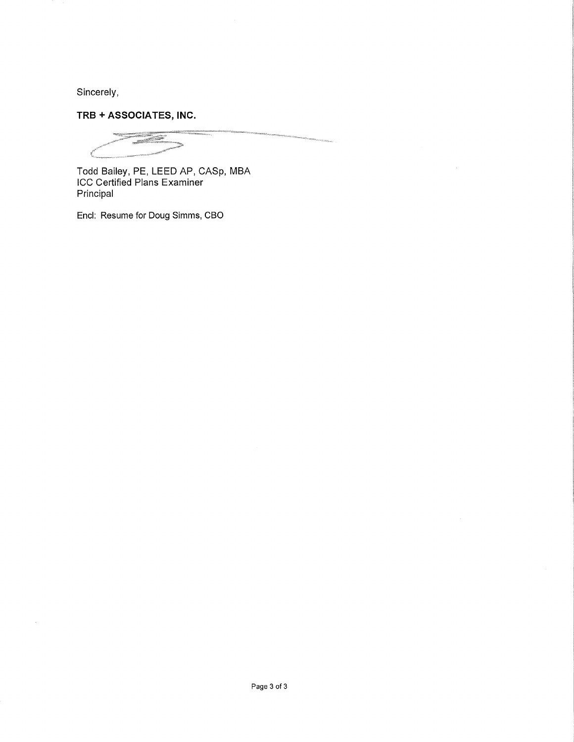Sincerely,

**TRB + ASSOCIATES, INC.**

Todd Bailey, PE, LEED AP, CASp, MBA
ICC Certified Plans Examiner
Principal

Encl: Resume for Doug Simms, CBO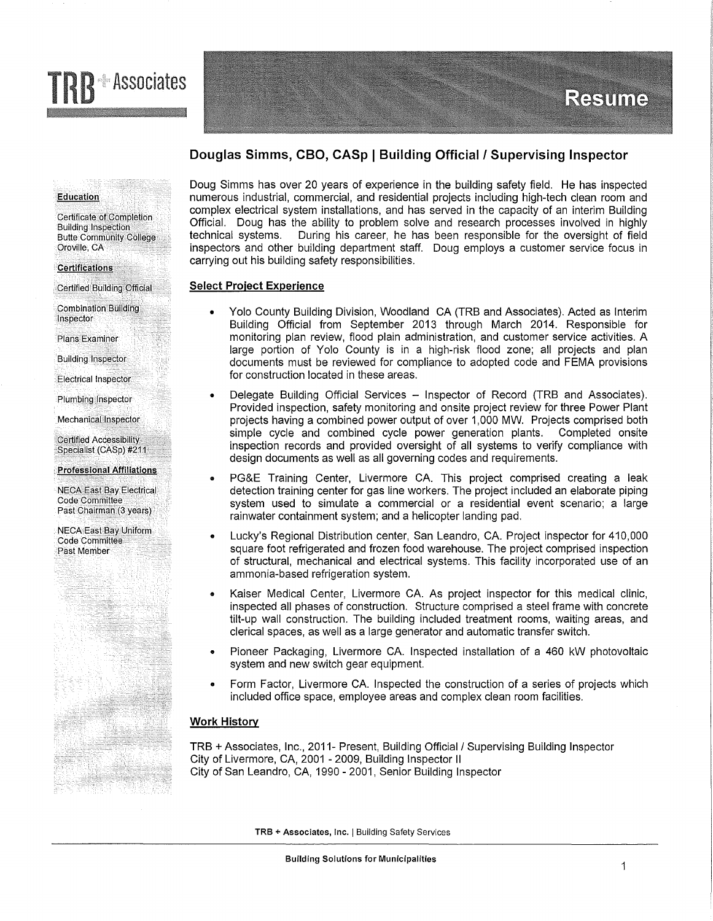TRB + Associates

# Resume

## Douglas Simms, CBO, CASp | Building Official / Supervising Inspector

**Education**

Certificate of Completion
Building Inspection
Butte Community College
Oroville, CA

**Certifications**

Certified Building Official

Combination Building Inspector

Plans Examiner

Building Inspector

Electrical Inspector

Plumbing Inspector

Mechanical Inspector

Certified Accessibility Specialist (CASp) #211

**Professional Affiliations**

NECA East Bay Electrical Code Committee
Past Chairman (3 years)

NECA East Bay Uniform Code Committee
Past Member

Doug Simms has over 20 years of experience in the building safety field. He has inspected numerous industrial, commercial, and residential projects including high-tech clean room and complex electrical system installations, and has served in the capacity of an interim Building Official. Doug has the ability to problem solve and research processes involved in highly technical systems. During his career, he has been responsible for the oversight of field inspectors and other building department staff. Doug employs a customer service focus in carrying out his building safety responsibilities.

### Select Project Experience

- Yolo County Building Division, Woodland CA (TRB and Associates). Acted as Interim Building Official from September 2013 through March 2014. Responsible for monitoring plan review, flood plain administration, and customer service activities. A large portion of Yolo County is in a high-risk flood zone; all projects and plan documents must be reviewed for compliance to adopted code and FEMA provisions for construction located in these areas.
- Delegate Building Official Services – Inspector of Record (TRB and Associates). Provided inspection, safety monitoring and onsite project review for three Power Plant projects having a combined power output of over 1,000 MW. Projects comprised both simple cycle and combined cycle power generation plants. Completed onsite inspection records and provided oversight of all systems to verify compliance with design documents as well as all governing codes and requirements.
- PG&E Training Center, Livermore CA. This project comprised creating a leak detection training center for gas line workers. The project included an elaborate piping system used to simulate a commercial or a residential event scenario; a large rainwater containment system; and a helicopter landing pad.
- Lucky's Regional Distribution center, San Leandro, CA. Project inspector for 410,000 square foot refrigerated and frozen food warehouse. The project comprised inspection of structural, mechanical and electrical systems. This facility incorporated use of an ammonia-based refrigeration system.
- Kaiser Medical Center, Livermore CA. As project inspector for this medical clinic, inspected all phases of construction. Structure comprised a steel frame with concrete tilt-up wall construction. The building included treatment rooms, waiting areas, and clerical spaces, as well as a large generator and automatic transfer switch.
- Pioneer Packaging, Livermore CA. Inspected installation of a 460 kW photovoltaic system and new switch gear equipment.
- Form Factor, Livermore CA. Inspected the construction of a series of projects which included office space, employee areas and complex clean room facilities.

### Work History

TRB + Associates, Inc., 2011- Present, Building Official / Supervising Building Inspector
City of Livermore, CA, 2001 - 2009, Building Inspector II
City of San Leandro, CA, 1990 - 2001, Senior Building Inspector

**TRB + Associates, Inc.** | Building Safety Services

**Building Solutions for Municipalities**